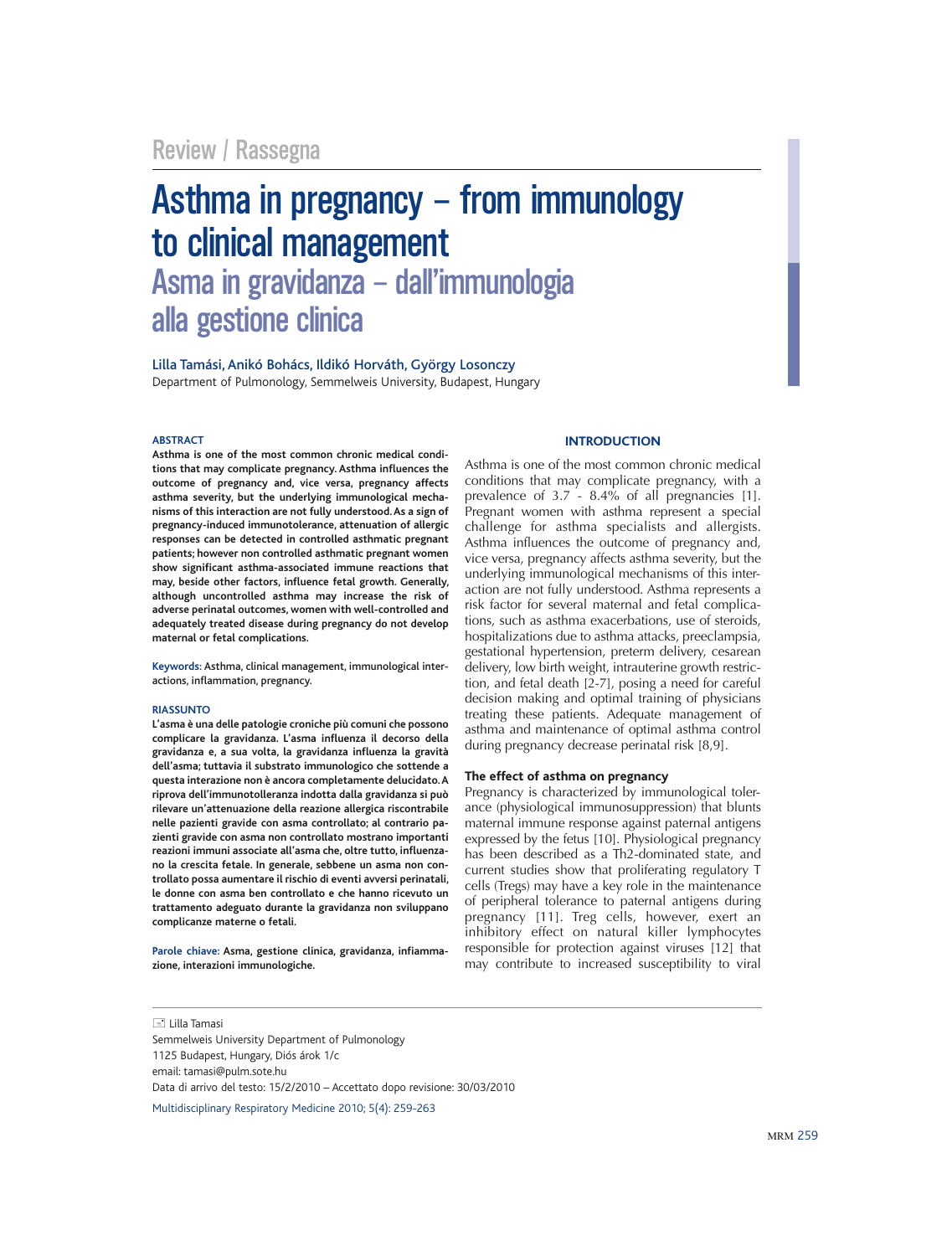Review / Rassegna

# Asthma in pregnancy – from immunology to clinical management

# Asma in gravidanza – dall'immunologia alla gestione clinica

Lilla Tamási, Anikó Bohács, Ildikó Horváth, György Losonczy

Department of Pulmonology, Semmelweis University, Budapest, Hungary

### ABSTRACT

**Asthma is one of the most common chronic medical conditions that may complicate pregnancy. Asthma influences the outcome of pregnancy and, vice versa, pregnancy affects asthma severity, but the underlying immunological mechanisms of this interaction are not fully understood. As a sign of pregnancy-induced immunotolerance, attenuation of allergic responses can be detected in controlled asthmatic pregnant patients; however non controlled asthmatic pregnant women show significant asthma-associated immune reactions that may, beside other factors, influence fetal growth. Generally, although uncontrolled asthma may increase the risk of adverse perinatal outcomes, women with well-controlled and adequately treated disease during pregnancy do not develop maternal or fetal complications.**

**Keywords:** Asthma, clinical management, immunological interactions, inflammation, pregnancy.

### RIASSUNTO

**L'asma è una delle patologie croniche più comuni che possono complicare la gravidanza. L'asma influenza il decorso della gravidanza e, a sua volta, la gravidanza influenza la gravità dell'asma; tuttavia il substrato immunologico che sottende a questa interazione non è ancora completamente delucidato. A riprova dell'immunotolleranza indotta dalla gravidanza si può rilevare un'attenuazione della reazione allergica riscontrabile nelle pazienti gravide con asma controllato; al contrario pazienti gravide con asma non controllato mostrano importanti reazioni immuni associate all'asma che, oltre tutto, influenzano la crescita fetale. In generale, sebbene un asma non controllato possa aumentare il rischio di eventi avversi perinatali, le donne con asma ben controllato e che hanno ricevuto un trattamento adeguato durante la gravidanza non sviluppano complicanze materne o fetali.**

**Parole chiave:** **Asma, gestione clinica, gravidanza, infiammazione, interazioni immunologiche.**

## INTRODUCTION

Asthma is one of the most common chronic medical conditions that may complicate pregnancy, with a prevalence of 3.7 - 8.4% of all pregnancies [1]. Pregnant women with asthma represent a special challenge for asthma specialists and allergists. Asthma influences the outcome of pregnancy and, vice versa, pregnancy affects asthma severity, but the underlying immunological mechanisms of this interaction are not fully understood. Asthma represents a risk factor for several maternal and fetal complications, such as asthma exacerbations, use of steroids, hospitalizations due to asthma attacks, preeclampsia, gestational hypertension, preterm delivery, cesarean delivery, low birth weight, intrauterine growth restriction, and fetal death [2-7], posing a need for careful decision making and optimal training of physicians treating these patients. Adequate management of asthma and maintenance of optimal asthma control during pregnancy decrease perinatal risk [8,9].

### The effect of asthma on pregnancy

Pregnancy is characterized by immunological tolerance (physiological immunosuppression) that blunts maternal immune response against paternal antigens expressed by the fetus [10]. Physiological pregnancy has been described as a Th2-dominated state, and current studies show that proliferating regulatory T cells (Tregs) may have a key role in the maintenance of peripheral tolerance to paternal antigens during pregnancy [11]. Treg cells, however, exert an inhibitory effect on natural killer lymphocytes responsible for protection against viruses [12] that may contribute to increased susceptibility to viral

---

Lilla Tamasi
Semmelweis University Department of Pulmonology
1125 Budapest, Hungary, Diós árok 1/c
email: tamasi@pulm.sote.hu
Data di arrivo del testo: 15/2/2010 – Accettato dopo revisione: 30/03/2010

Multidisciplinary Respiratory Medicine 2010; 5(4): 259-263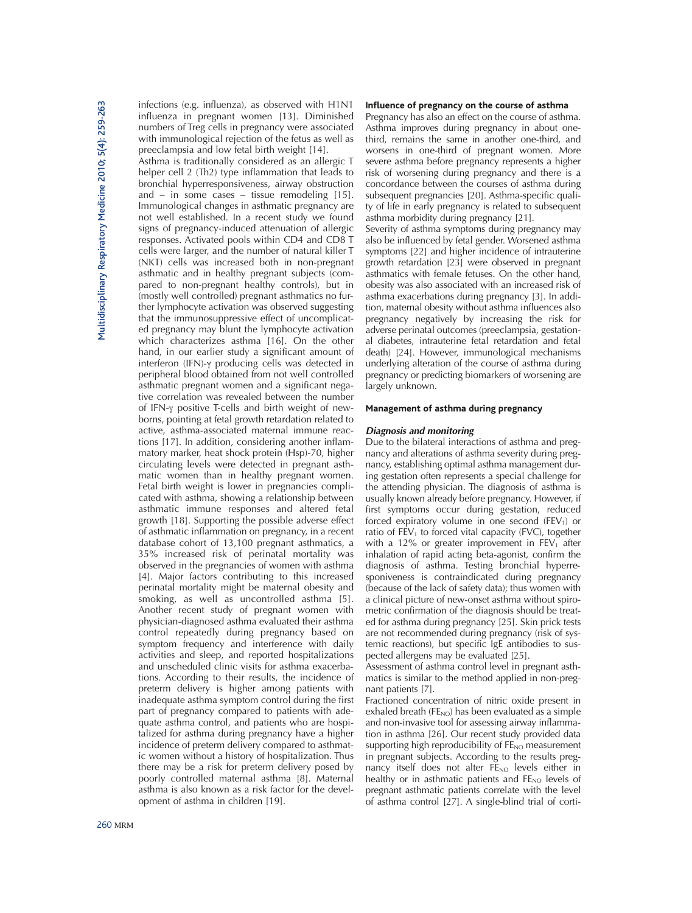infections (e.g. influenza), as observed with H1N1 influenza in pregnant women [13]. Diminished numbers of Treg cells in pregnancy were associated with immunological rejection of the fetus as well as preeclampsia and low fetal birth weight [14].

Asthma is traditionally considered as an allergic T helper cell 2 (Th2) type inflammation that leads to bronchial hyperresponsiveness, airway obstruction and – in some cases – tissue remodeling [15]. Immunological changes in asthmatic pregnancy are not well established. In a recent study we found signs of pregnancy-induced attenuation of allergic responses. Activated pools within CD4 and CD8 T cells were larger, and the number of natural killer T (NKT) cells was increased both in non-pregnant asthmatic and in healthy pregnant subjects (compared to non-pregnant healthy controls), but in (mostly well controlled) pregnant asthmatics no further lymphocyte activation was observed suggesting that the immunosuppressive effect of uncomplicated pregnancy may blunt the lymphocyte activation which characterizes asthma [16]. On the other hand, in our earlier study a significant amount of interferon (IFN)-γ producing cells was detected in peripheral blood obtained from not well controlled asthmatic pregnant women and a significant negative correlation was revealed between the number of IFN-γ positive T-cells and birth weight of newborns, pointing at fetal growth retardation related to active, asthma-associated maternal immune reactions [17]. In addition, considering another inflammatory marker, heat shock protein (Hsp)-70, higher circulating levels were detected in pregnant asthmatic women than in healthy pregnant women. Fetal birth weight is lower in pregnancies complicated with asthma, showing a relationship between asthmatic immune responses and altered fetal growth [18]. Supporting the possible adverse effect of asthmatic inflammation on pregnancy, in a recent database cohort of 13,100 pregnant asthmatics, a 35% increased risk of perinatal mortality was observed in the pregnancies of women with asthma [4]. Major factors contributing to this increased perinatal mortality might be maternal obesity and smoking, as well as uncontrolled asthma [5]. Another recent study of pregnant women with physician-diagnosed asthma evaluated their asthma control repeatedly during pregnancy based on symptom frequency and interference with daily activities and sleep, and reported hospitalizations and unscheduled clinic visits for asthma exacerbations. According to their results, the incidence of preterm delivery is higher among patients with inadequate asthma symptom control during the first part of pregnancy compared to patients with adequate asthma control, and patients who are hospitalized for asthma during pregnancy have a higher incidence of preterm delivery compared to asthmatic women without a history of hospitalization. Thus there may be a risk for preterm delivery posed by poorly controlled maternal asthma [8]. Maternal asthma is also known as a risk factor for the development of asthma in children [19].

### Influence of pregnancy on the course of asthma

Pregnancy has also an effect on the course of asthma. Asthma improves during pregnancy in about one-third, remains the same in another one-third, and worsens in one-third of pregnant women. More severe asthma before pregnancy represents a higher risk of worsening during pregnancy and there is a concordance between the courses of asthma during subsequent pregnancies [20]. Asthma-specific quality of life in early pregnancy is related to subsequent asthma morbidity during pregnancy [21].

Severity of asthma symptoms during pregnancy may also be influenced by fetal gender. Worsened asthma symptoms [22] and higher incidence of intrauterine growth retardation [23] were observed in pregnant asthmatics with female fetuses. On the other hand, obesity was also associated with an increased risk of asthma exacerbations during pregnancy [3]. In addition, maternal obesity without asthma influences also pregnancy negatively by increasing the risk for adverse perinatal outcomes (preeclampsia, gestational diabetes, intrauterine fetal retardation and fetal death) [24]. However, immunological mechanisms underlying alteration of the course of asthma during pregnancy or predicting biomarkers of worsening are largely unknown.

### Management of asthma during pregnancy

#### *Diagnosis and monitoring*

Due to the bilateral interactions of asthma and pregnancy and alterations of asthma severity during pregnancy, establishing optimal asthma management during gestation often represents a special challenge for the attending physician. The diagnosis of asthma is usually known already before pregnancy. However, if first symptoms occur during gestation, reduced forced expiratory volume in one second ($FEV_1$) or ratio of $FEV_1$ to forced vital capacity (FVC), together with a 12% or greater improvement in $FEV_1$ after inhalation of rapid acting beta-agonist, confirm the diagnosis of asthma. Testing bronchial hyperresponsiveness is contraindicated during pregnancy (because of the lack of safety data); thus women with a clinical picture of new-onset asthma without spirometric confirmation of the diagnosis should be treated for asthma during pregnancy [25]. Skin prick tests are not recommended during pregnancy (risk of systemic reactions), but specific IgE antibodies to suspected allergens may be evaluated [25].

Assessment of asthma control level in pregnant asthmatics is similar to the method applied in non-pregnant patients [7].

Fractioned concentration of nitric oxide present in exhaled breath ($FE_{NO}$) has been evaluated as a simple and non-invasive tool for assessing airway inflammation in asthma [26]. Our recent study provided data supporting high reproducibility of $FE_{NO}$ measurement in pregnant subjects. According to the results pregnancy itself does not alter $FE_{NO}$ levels either in healthy or in asthmatic patients and $FE_{NO}$ levels of pregnant asthmatic patients correlate with the level of asthma control [27]. A single-blind trial of corti-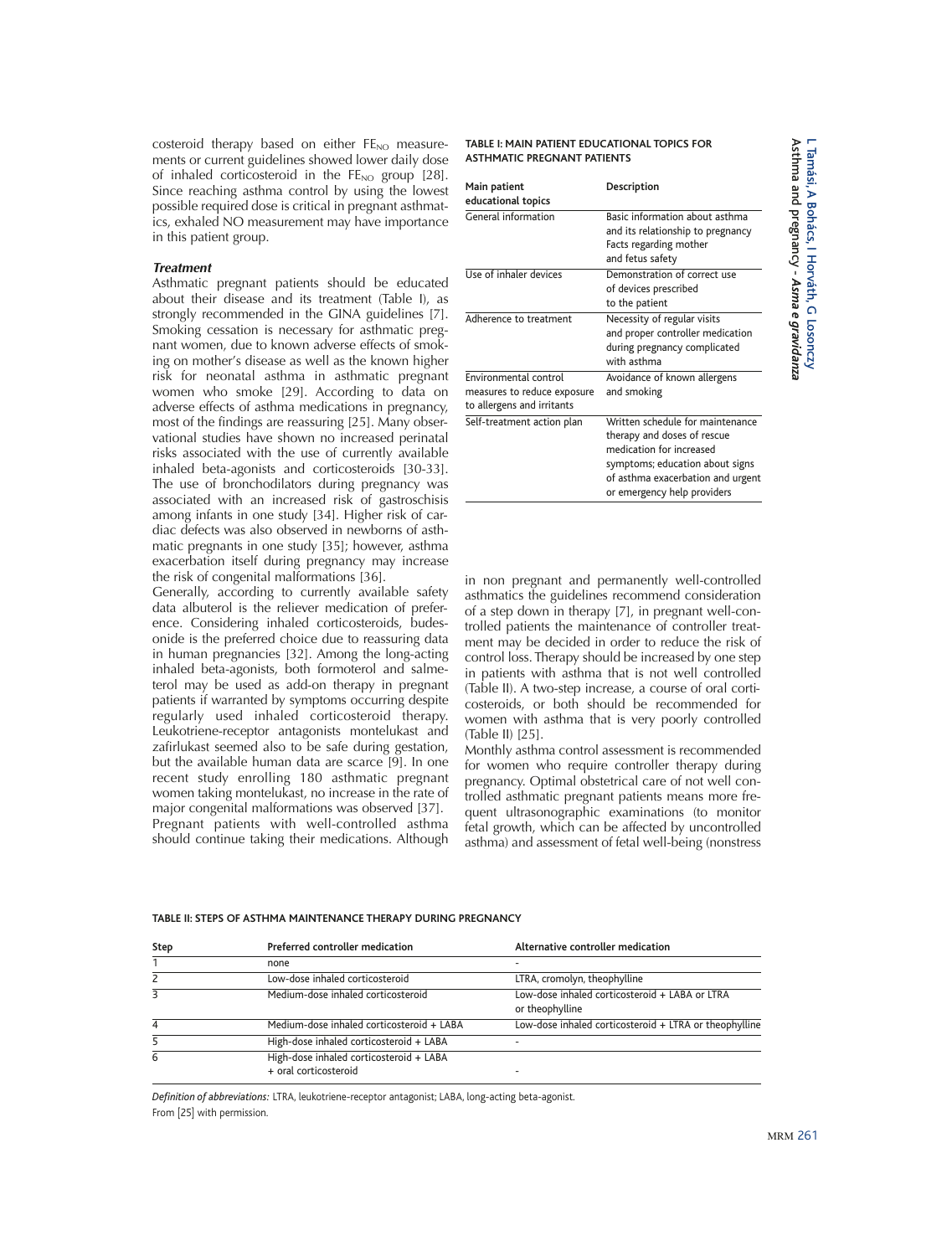costeroid therapy based on either $FE_{NO}$ measurements or current guidelines showed lower daily dose of inhaled corticosteroid in the $FE_{NO}$ group [28]. Since reaching asthma control by using the lowest possible required dose is critical in pregnant asthmatics, exhaled NO measurement may have importance in this patient group.

### *Treatment*

Asthmatic pregnant patients should be educated about their disease and its treatment (Table I), as strongly recommended in the GINA guidelines [7]. Smoking cessation is necessary for asthmatic pregnant women, due to known adverse effects of smoking on mother's disease as well as the known higher risk for neonatal asthma in asthmatic pregnant women who smoke [29]. According to data on adverse effects of asthma medications in pregnancy, most of the findings are reassuring [25]. Many observational studies have shown no increased perinatal risks associated with the use of currently available inhaled beta-agonists and corticosteroids [30-33]. The use of bronchodilators during pregnancy was associated with an increased risk of gastroschisis among infants in one study [34]. Higher risk of cardiac defects was also observed in newborns of asthmatic pregnants in one study [35]; however, asthma exacerbation itself during pregnancy may increase the risk of congenital malformations [36].

Generally, according to currently available safety data albuterol is the reliever medication of preference. Considering inhaled corticosteroids, budesonide is the preferred choice due to reassuring data in human pregnancies [32]. Among the long-acting inhaled beta-agonists, both formoterol and salmeterol may be used as add-on therapy in pregnant patients if warranted by symptoms occurring despite regularly used inhaled corticosteroid therapy. Leukotriene-receptor antagonists montelukast and zafirlukast seemed also to be safe during gestation, but the available human data are scarce [9]. In one recent study enrolling 180 asthmatic pregnant women taking montelukast, no increase in the rate of major congenital malformations was observed [37].

Pregnant patients with well-controlled asthma should continue taking their medications. Although in non pregnant and permanently well-controlled asthmatics the guidelines recommend consideration of a step down in therapy [7], in pregnant well-controlled patients the maintenance of controller treatment may be decided in order to reduce the risk of control loss. Therapy should be increased by one step in patients with asthma that is not well controlled (Table II). A two-step increase, a course of oral corticosteroids, or both should be recommended for women with asthma that is very poorly controlled (Table II) [25].

Monthly asthma control assessment is recommended for women who require controller therapy during pregnancy. Optimal obstetrical care of not well controlled asthmatic pregnant patients means more frequent ultrasonographic examinations (to monitor fetal growth, which can be affected by uncontrolled asthma) and assessment of fetal well-being (nonstress

**TABLE I: MAIN PATIENT EDUCATIONAL TOPICS FOR ASTHMATIC PREGNANT PATIENTS**

| Main patient educational topics | Description |
|---|---|
| General information | Basic information about asthma and its relationship to pregnancy<br>Facts regarding mother and fetus safety |
| Use of inhaler devices | Demonstration of correct use of devices prescribed to the patient |
| Adherence to treatment | Necessity of regular visits and proper controller medication during pregnancy complicated with asthma |
| Environmental control measures to reduce exposure to allergens and irritants | Avoidance of known allergens and smoking |
| Self-treatment action plan | Written schedule for maintenance therapy and doses of rescue medication for increased symptoms; education about signs of asthma exacerbation and urgent or emergency help providers |

**TABLE II: STEPS OF ASTHMA MAINTENANCE THERAPY DURING PREGNANCY**

| Step | Preferred controller medication | Alternative controller medication |
|---|---|---|
| 1 | none | - |
| 2 | Low-dose inhaled corticosteroid | LTRA, cromolyn, theophylline |
| 3 | Medium-dose inhaled corticosteroid | Low-dose inhaled corticosteroid + LABA or LTRA or theophylline |
| 4 | Medium-dose inhaled corticosteroid + LABA | Low-dose inhaled corticosteroid + LTRA or theophylline |
| 5 | High-dose inhaled corticosteroid + LABA | - |
| 6 | High-dose inhaled corticosteroid + LABA + oral corticosteroid | - |

*Definition of abbreviations:* LTRA, leukotriene-receptor antagonist; LABA, long-acting beta-agonist.
From [25] with permission.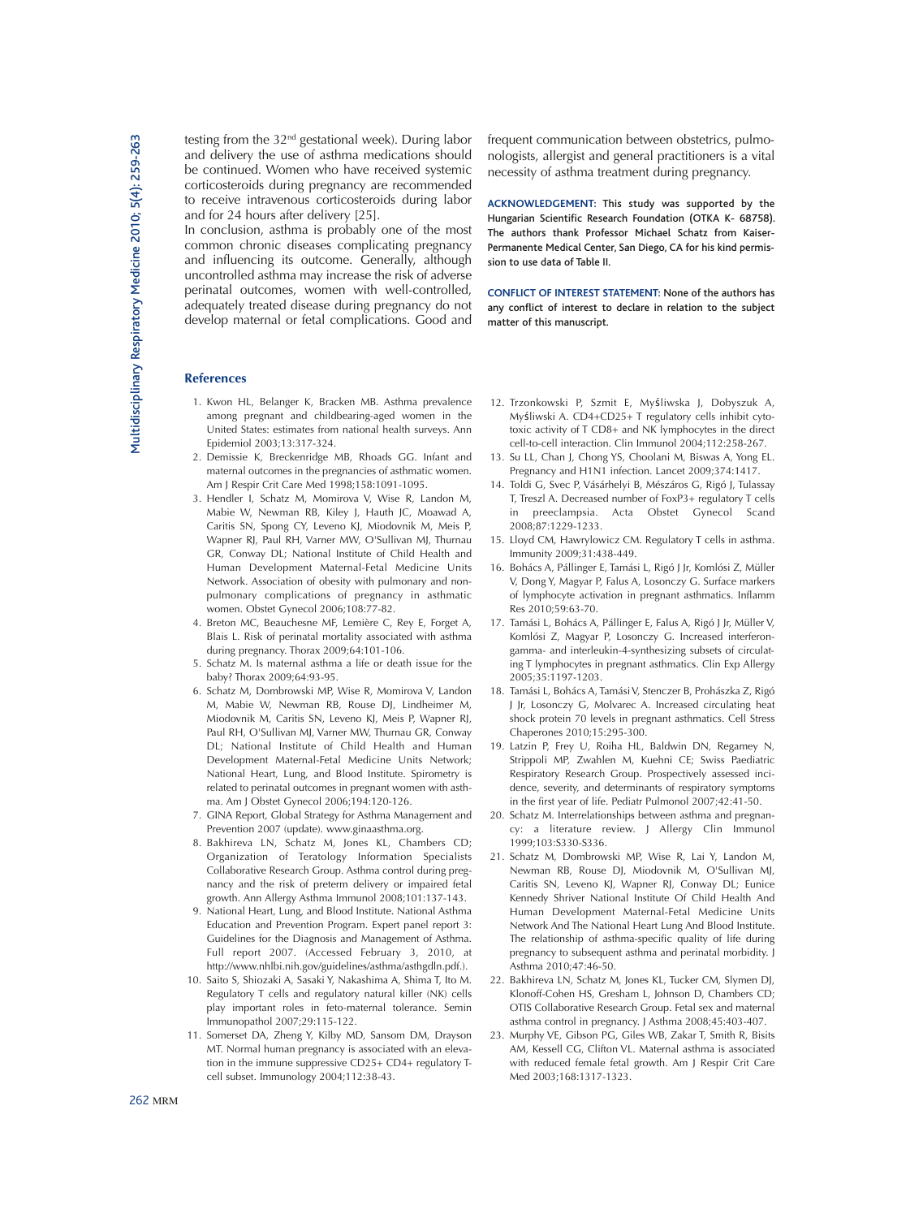testing from the 32nd gestational week). During labor and delivery the use of asthma medications should be continued. Women who have received systemic corticosteroids during pregnancy are recommended to receive intravenous corticosteroids during labor and for 24 hours after delivery [25].

In conclusion, asthma is probably one of the most common chronic diseases complicating pregnancy and influencing its outcome. Generally, although uncontrolled asthma may increase the risk of adverse perinatal outcomes, women with well-controlled, adequately treated disease during pregnancy do not develop maternal or fetal complications. Good and frequent communication between obstetrics, pulmonologists, allergist and general practitioners is a vital necessity of asthma treatment during pregnancy.

**ACKNOWLEDGEMENT:** This study was supported by the Hungarian Scientific Research Foundation (OTKA K- 68758). The authors thank Professor Michael Schatz from Kaiser-Permanente Medical Center, San Diego, CA for his kind permission to use data of Table II.

**CONFLICT OF INTEREST STATEMENT:** None of the authors has any conflict of interest to declare in relation to the subject matter of this manuscript.

## References

1. Kwon HL, Belanger K, Bracken MB. Asthma prevalence among pregnant and childbearing-aged women in the United States: estimates from national health surveys. Ann Epidemiol 2003;13:317-324.
2. Demissie K, Breckenridge MB, Rhoads GG. Infant and maternal outcomes in the pregnancies of asthmatic women. Am J Respir Crit Care Med 1998;158:1091-1095.
3. Hendler I, Schatz M, Momirova V, Wise R, Landon M, Mabie W, Newman RB, Kiley J, Hauth JC, Moawad A, Caritis SN, Spong CY, Leveno KJ, Miodovnik M, Meis P, Wapner RJ, Paul RH, Varner MW, O'Sullivan MJ, Thurnau GR, Conway DL; National Institute of Child Health and Human Development Maternal-Fetal Medicine Units Network. Association of obesity with pulmonary and nonpulmonary complications of pregnancy in asthmatic women. Obstet Gynecol 2006;108:77-82.
4. Breton MC, Beauchesne MF, Lemière C, Rey E, Forget A, Blais L. Risk of perinatal mortality associated with asthma during pregnancy. Thorax 2009;64:101-106.
5. Schatz M. Is maternal asthma a life or death issue for the baby? Thorax 2009;64:93-95.
6. Schatz M, Dombrowski MP, Wise R, Momirova V, Landon M, Mabie W, Newman RB, Rouse DJ, Lindheimer M, Miodovnik M, Caritis SN, Leveno KJ, Meis P, Wapner RJ, Paul RH, O'Sullivan MJ, Varner MW, Thurnau GR, Conway DL; National Institute of Child Health and Human Development Maternal-Fetal Medicine Units Network; National Heart, Lung, and Blood Institute. Spirometry is related to perinatal outcomes in pregnant women with asthma. Am J Obstet Gynecol 2006;194:120-126.
7. GINA Report, Global Strategy for Asthma Management and Prevention 2007 (update). www.ginaasthma.org.
8. Bakhireva LN, Schatz M, Jones KL, Chambers CD; Organization of Teratology Information Specialists Collaborative Research Group. Asthma control during pregnancy and the risk of preterm delivery or impaired fetal growth. Ann Allergy Asthma Immunol 2008;101:137-143.
9. National Heart, Lung, and Blood Institute. National Asthma Education and Prevention Program. Expert panel report 3: Guidelines for the Diagnosis and Management of Asthma. Full report 2007. (Accessed February 3, 2010, at http://www.nhlbi.nih.gov/guidelines/asthma/asthgdln.pdf.).
10. Saito S, Shiozaki A, Sasaki Y, Nakashima A, Shima T, Ito M. Regulatory T cells and regulatory natural killer (NK) cells play important roles in feto-maternal tolerance. Semin Immunopathol 2007;29:115-122.
11. Somerset DA, Zheng Y, Kilby MD, Sansom DM, Drayson MT. Normal human pregnancy is associated with an elevation in the immune suppressive CD25+ CD4+ regulatory T-cell subset. Immunology 2004;112:38-43.
12. Trzonkowski P, Szmit E, Myśliwska J, Dobyszuk A, Myśliwski A. CD4+CD25+ T regulatory cells inhibit cytotoxic activity of T CD8+ and NK lymphocytes in the direct cell-to-cell interaction. Clin Immunol 2004;112:258-267.
13. Su LL, Chan J, Chong YS, Choolani M, Biswas A, Yong EL. Pregnancy and H1N1 infection. Lancet 2009;374:1417.
14. Toldi G, Svec P, Vásárhelyi B, Mészáros G, Rigó J, Tulassay T, Treszl A. Decreased number of FoxP3+ regulatory T cells in preeclampsia. Acta Obstet Gynecol Scand 2008;87:1229-1233.
15. Lloyd CM, Hawrylowicz CM. Regulatory T cells in asthma. Immunity 2009;31:438-449.
16. Bohács A, Pállinger E, Tamási L, Rigó J Jr, Komlósi Z, Müller V, Dong Y, Magyar P, Falus A, Losonczy G. Surface markers of lymphocyte activation in pregnant asthmatics. Inflamm Res 2010;59:63-70.
17. Tamási L, Bohács A, Pállinger E, Falus A, Rigó J Jr, Müller V, Komlósi Z, Magyar P, Losonczy G. Increased interferon-gamma- and interleukin-4-synthesizing subsets of circulating T lymphocytes in pregnant asthmatics. Clin Exp Allergy 2005;35:1197-1203.
18. Tamási L, Bohács A, Tamási V, Stenczer B, Prohászka Z, Rigó J Jr, Losonczy G, Molvarec A. Increased circulating heat shock protein 70 levels in pregnant asthmatics. Cell Stress Chaperones 2010;15:295-300.
19. Latzin P, Frey U, Roiha HL, Baldwin DN, Regamey N, Strippoli MP, Zwahlen M, Kuehni CE; Swiss Paediatric Respiratory Research Group. Prospectively assessed incidence, severity, and determinants of respiratory symptoms in the first year of life. Pediatr Pulmonol 2007;42:41-50.
20. Schatz M. Interrelationships between asthma and pregnancy: a literature review. J Allergy Clin Immunol 1999;103:S330-S336.
21. Schatz M, Dombrowski MP, Wise R, Lai Y, Landon M, Newman RB, Rouse DJ, Miodovnik M, O'Sullivan MJ, Caritis SN, Leveno KJ, Wapner RJ, Conway DL; Eunice Kennedy Shriver National Institute Of Child Health And Human Development Maternal-Fetal Medicine Units Network And The National Heart Lung And Blood Institute. The relationship of asthma-specific quality of life during pregnancy to subsequent asthma and perinatal morbidity. J Asthma 2010;47:46-50.
22. Bakhireva LN, Schatz M, Jones KL, Tucker CM, Slymen DJ, Klonoff-Cohen HS, Gresham L, Johnson D, Chambers CD; OTIS Collaborative Research Group. Fetal sex and maternal asthma control in pregnancy. J Asthma 2008;45:403-407.
23. Murphy VE, Gibson PG, Giles WB, Zakar T, Smith R, Bisits AM, Kessell CG, Clifton VL. Maternal asthma is associated with reduced female fetal growth. Am J Respir Crit Care Med 2003;168:1317-1323.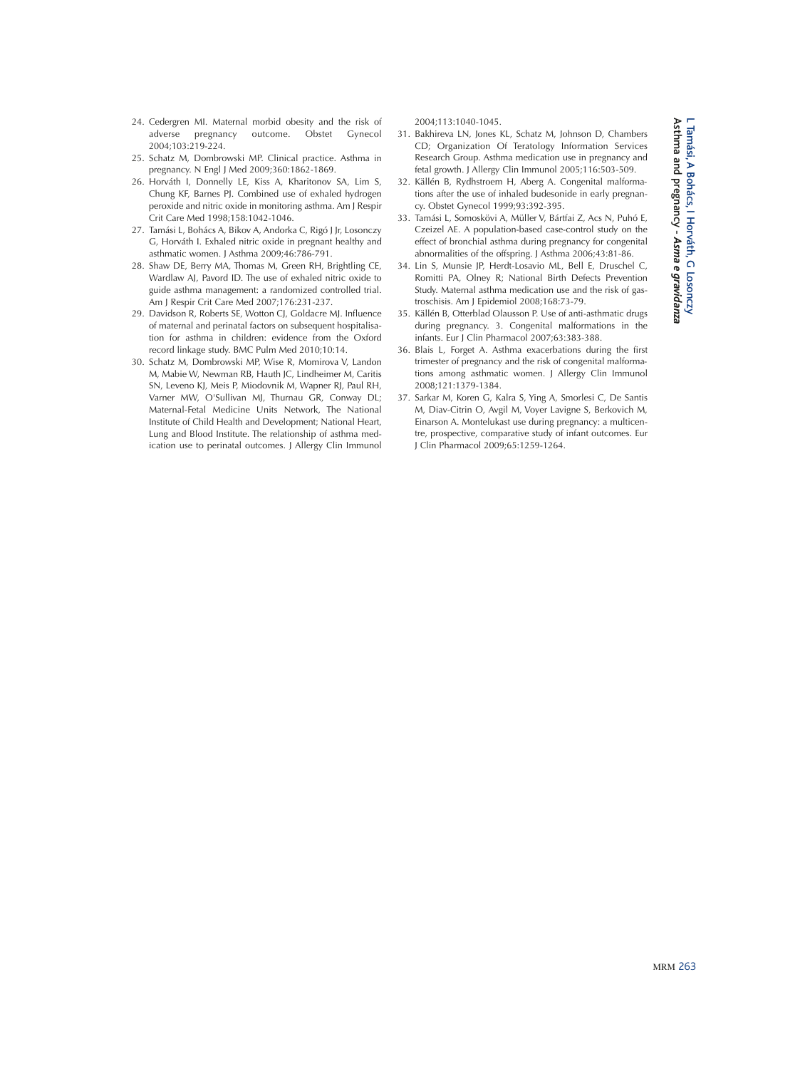24. Cedergren MI. Maternal morbid obesity and the risk of adverse pregnancy outcome. Obstet Gynecol 2004;103:219-224.
25. Schatz M, Dombrowski MP. Clinical practice. Asthma in pregnancy. N Engl J Med 2009;360:1862-1869.
26. Horváth I, Donnelly LE, Kiss A, Kharitonov SA, Lim S, Chung KF, Barnes PJ. Combined use of exhaled hydrogen peroxide and nitric oxide in monitoring asthma. Am J Respir Crit Care Med 1998;158:1042-1046.
27. Tamási L, Bohács A, Bikov A, Andorka C, Rigó J Jr, Losonczy G, Horváth I. Exhaled nitric oxide in pregnant healthy and asthmatic women. J Asthma 2009;46:786-791.
28. Shaw DE, Berry MA, Thomas M, Green RH, Brightling CE, Wardlaw AJ, Pavord ID. The use of exhaled nitric oxide to guide asthma management: a randomized controlled trial. Am J Respir Crit Care Med 2007;176:231-237.
29. Davidson R, Roberts SE, Wotton CJ, Goldacre MJ. Influence of maternal and perinatal factors on subsequent hospitalisation for asthma in children: evidence from the Oxford record linkage study. BMC Pulm Med 2010;10:14.
30. Schatz M, Dombrowski MP, Wise R, Momirova V, Landon M, Mabie W, Newman RB, Hauth JC, Lindheimer M, Caritis SN, Leveno KJ, Meis P, Miodovnik M, Wapner RJ, Paul RH, Varner MW, O'Sullivan MJ, Thurnau GR, Conway DL; Maternal-Fetal Medicine Units Network, The National Institute of Child Health and Development; National Heart, Lung and Blood Institute. The relationship of asthma medication use to perinatal outcomes. J Allergy Clin Immunol 2004;113:1040-1045.
31. Bakhireva LN, Jones KL, Schatz M, Johnson D, Chambers CD; Organization Of Teratology Information Services Research Group. Asthma medication use in pregnancy and fetal growth. J Allergy Clin Immunol 2005;116:503-509.
32. Källén B, Rydhstroem H, Aberg A. Congenital malformations after the use of inhaled budesonide in early pregnancy. Obstet Gynecol 1999;93:392-395.
33. Tamási L, Somoskövi A, Müller V, Bártfai Z, Acs N, Puhó E, Czeizel AE. A population-based case-control study on the effect of bronchial asthma during pregnancy for congenital abnormalities of the offspring. J Asthma 2006;43:81-86.
34. Lin S, Munsie JP, Herdt-Losavio ML, Bell E, Druschel C, Romitti PA, Olney R; National Birth Defects Prevention Study. Maternal asthma medication use and the risk of gastroschisis. Am J Epidemiol 2008;168:73-79.
35. Källén B, Otterblad Olausson P. Use of anti-asthmatic drugs during pregnancy. 3. Congenital malformations in the infants. Eur J Clin Pharmacol 2007;63:383-388.
36. Blais L, Forget A. Asthma exacerbations during the first trimester of pregnancy and the risk of congenital malformations among asthmatic women. J Allergy Clin Immunol 2008;121:1379-1384.
37. Sarkar M, Koren G, Kalra S, Ying A, Smorlesi C, De Santis M, Diav-Citrin O, Avgil M, Voyer Lavigne S, Berkovich M, Einarson A. Montelukast use during pregnancy: a multicentre, prospective, comparative study of infant outcomes. Eur J Clin Pharmacol 2009;65:1259-1264.